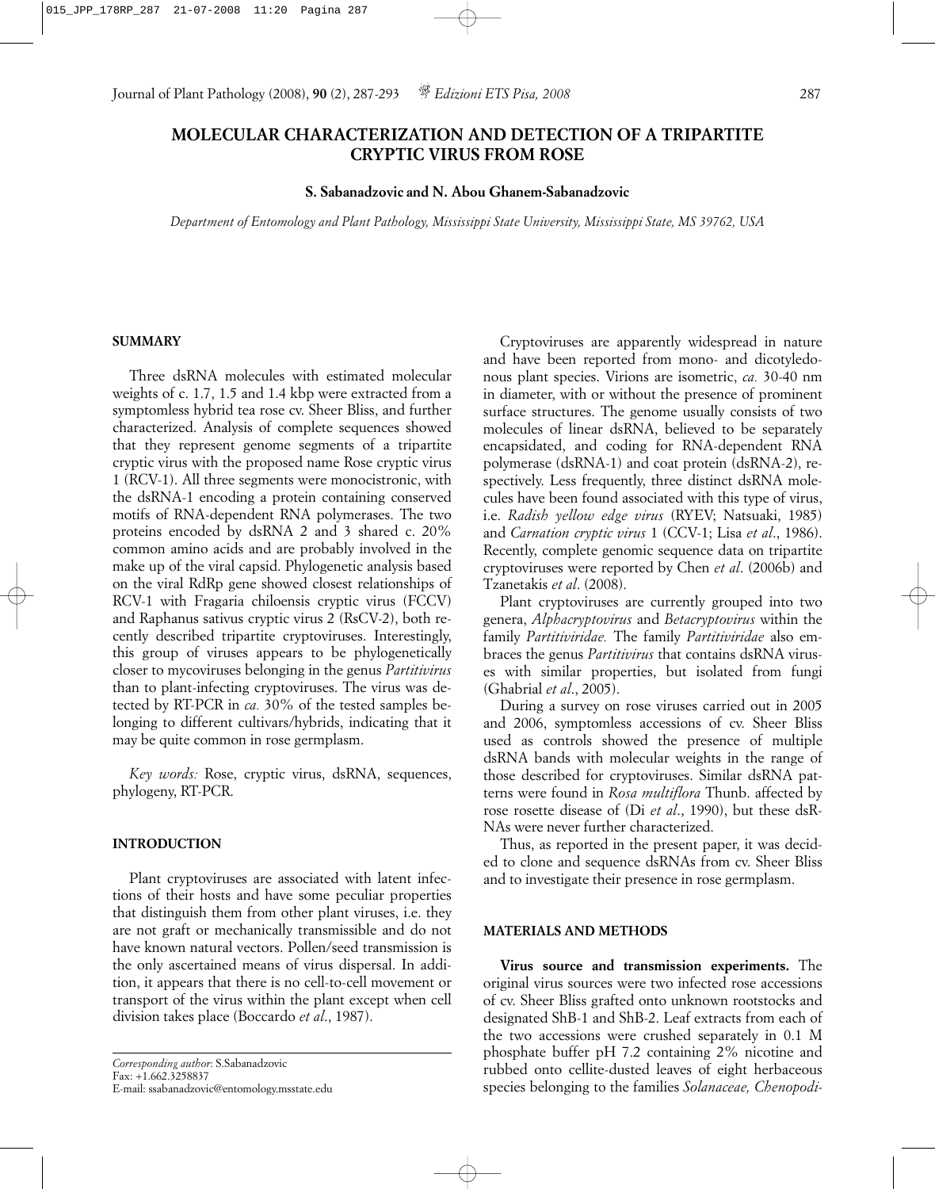# MOLECULAR CHARACTERIZATION AND DETECTION OF A TRIPARTITE CRYPTIC VIRUS FROM ROSE

**S. Sabanadzovic and N. Abou Ghanem-Sabanadzovic**

*Department of Entomology and Plant Pathology, Mississippi State University, Mississippi State, MS 39762, USA*

## SUMMARY

Three dsRNA molecules with estimated molecular weights of c. 1.7, 1.5 and 1.4 kbp were extracted from a symptomless hybrid tea rose cv. Sheer Bliss, and further characterized. Analysis of complete sequences showed that they represent genome segments of a tripartite cryptic virus with the proposed name Rose cryptic virus 1 (RCV-1). All three segments were monocistronic, with the dsRNA-1 encoding a protein containing conserved motifs of RNA-dependent RNA polymerases. The two proteins encoded by dsRNA 2 and 3 shared c. 20% common amino acids and are probably involved in the make up of the viral capsid. Phylogenetic analysis based on the viral RdRp gene showed closest relationships of RCV-1 with Fragaria chiloensis cryptic virus (FCCV) and Raphanus sativus cryptic virus 2 (RsCV-2), both recently described tripartite cryptoviruses. Interestingly, this group of viruses appears to be phylogenetically closer to mycoviruses belonging in the genus *Partitivirus* than to plant-infecting cryptoviruses. The virus was detected by RT-PCR in *ca.* 30% of the tested samples belonging to different cultivars/hybrids, indicating that it may be quite common in rose germplasm.

*Key words:* Rose, cryptic virus, dsRNA, sequences, phylogeny, RT-PCR.

## INTRODUCTION

Plant cryptoviruses are associated with latent infections of their hosts and have some peculiar properties that distinguish them from other plant viruses, i.e. they are not graft or mechanically transmissible and do not have known natural vectors. Pollen/seed transmission is the only ascertained means of virus dispersal. In addition, it appears that there is no cell-to-cell movement or transport of the virus within the plant except when cell division takes place (Boccardo *et al.*, 1987).

Cryptoviruses are apparently widespread in nature and have been reported from mono- and dicotyledonous plant species. Virions are isometric, *ca.* 30-40 nm in diameter, with or without the presence of prominent surface structures. The genome usually consists of two molecules of linear dsRNA, believed to be separately encapsidated, and coding for RNA-dependent RNA polymerase (dsRNA-1) and coat protein (dsRNA-2), respectively. Less frequently, three distinct dsRNA molecules have been found associated with this type of virus, i.e. *Radish yellow edge virus* (RYEV; Natsuaki, 1985) and *Carnation cryptic virus* 1 (CCV-1; Lisa *et al*., 1986). Recently, complete genomic sequence data on tripartite cryptoviruses were reported by Chen *et al*. (2006b) and Tzanetakis *et al*. (2008).

Plant cryptoviruses are currently grouped into two genera, *Alphacryptovirus* and *Betacryptovirus* within the family *Partitiviridae.* The family *Partitiviridae* also embraces the genus *Partitivirus* that contains dsRNA viruses with similar properties, but isolated from fungi (Ghabrial *et al*., 2005).

During a survey on rose viruses carried out in 2005 and 2006, symptomless accessions of cv. Sheer Bliss used as controls showed the presence of multiple dsRNA bands with molecular weights in the range of those described for cryptoviruses. Similar dsRNA patterns were found in *Rosa multiflora* Thunb. affected by rose rosette disease of (Di *et al*., 1990), but these dsRNAs were never further characterized.

Thus, as reported in the present paper, it was decided to clone and sequence dsRNAs from cv. Sheer Bliss and to investigate their presence in rose germplasm.

## MATERIALS AND METHODS

**Virus source and transmission experiments.** The original virus sources were two infected rose accessions of cv. Sheer Bliss grafted onto unknown rootstocks and designated ShB-1 and ShB-2. Leaf extracts from each of the two accessions were crushed separately in 0.1 M phosphate buffer pH 7.2 containing 2% nicotine and rubbed onto cellite-dusted leaves of eight herbaceous species belonging to the families *Solanaceae, Chenopodi-*

*Corresponding author*: S.Sabanadzovic
Fax: +1.662.3258837
E-mail: ssabanadzovic@entomology.msstate.edu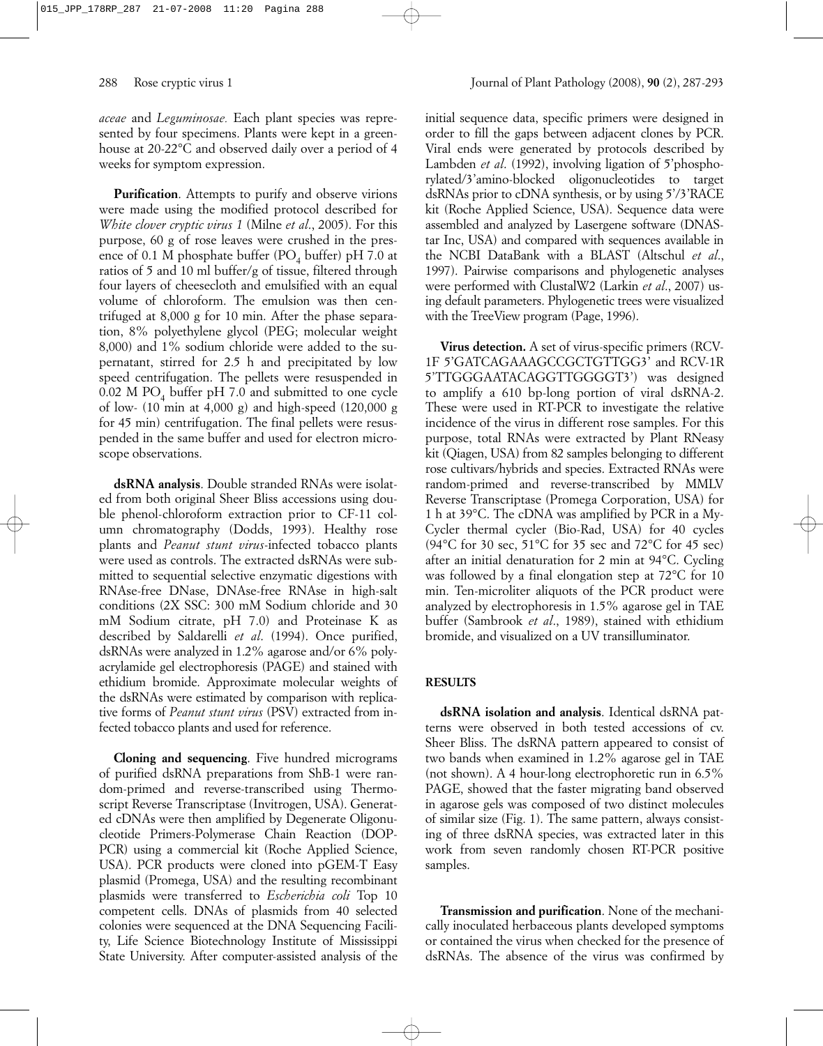*aceae* and *Leguminosae.* Each plant species was represented by four specimens. Plants were kept in a greenhouse at 20-22°C and observed daily over a period of 4 weeks for symptom expression.

**Purification**. Attempts to purify and observe virions were made using the modified protocol described for *White clover cryptic virus 1* (Milne *et al*., 2005). For this purpose, 60 g of rose leaves were crushed in the presence of 0.1 M phosphate buffer ($PO_4$ buffer) pH 7.0 at ratios of 5 and 10 ml buffer/g of tissue, filtered through four layers of cheesecloth and emulsified with an equal volume of chloroform. The emulsion was then centrifuged at 8,000 g for 10 min. After the phase separation, 8% polyethylene glycol (PEG; molecular weight 8,000) and 1% sodium chloride were added to the supernatant, stirred for 2.5 h and precipitated by low speed centrifugation. The pellets were resuspended in 0.02 M $PO_4$ buffer pH 7.0 and submitted to one cycle of low- (10 min at 4,000 g) and high-speed (120,000 g for 45 min) centrifugation. The final pellets were resuspended in the same buffer and used for electron microscope observations.

**dsRNA analysis**. Double stranded RNAs were isolated from both original Sheer Bliss accessions using double phenol-chloroform extraction prior to CF-11 column chromatography (Dodds, 1993). Healthy rose plants and *Peanut stunt virus*-infected tobacco plants were used as controls. The extracted dsRNAs were submitted to sequential selective enzymatic digestions with RNAse-free DNase, DNAse-free RNAse in high-salt conditions (2X SSC: 300 mM Sodium chloride and 30 mM Sodium citrate, pH 7.0) and Proteinase K as described by Saldarelli *et al*. (1994). Once purified, dsRNAs were analyzed in 1.2% agarose and/or 6% polyacrylamide gel electrophoresis (PAGE) and stained with ethidium bromide. Approximate molecular weights of the dsRNAs were estimated by comparison with replicative forms of *Peanut stunt virus* (PSV) extracted from infected tobacco plants and used for reference.

**Cloning and sequencing**. Five hundred micrograms of purified dsRNA preparations from ShB-1 were random-primed and reverse-transcribed using Thermoscript Reverse Transcriptase (Invitrogen, USA). Generated cDNAs were then amplified by Degenerate Oligonucleotide Primers-Polymerase Chain Reaction (DOP-PCR) using a commercial kit (Roche Applied Science, USA). PCR products were cloned into pGEM-T Easy plasmid (Promega, USA) and the resulting recombinant plasmids were transferred to *Escherichia coli* Top 10 competent cells. DNAs of plasmids from 40 selected colonies were sequenced at the DNA Sequencing Facility, Life Science Biotechnology Institute of Mississippi State University. After computer-assisted analysis of the initial sequence data, specific primers were designed in order to fill the gaps between adjacent clones by PCR. Viral ends were generated by protocols described by Lambden *et al*. (1992), involving ligation of 5'phosphorylated/3'amino-blocked oligonucleotides to target dsRNAs prior to cDNA synthesis, or by using 5'/3'RACE kit (Roche Applied Science, USA). Sequence data were assembled and analyzed by Lasergene software (DNAStar Inc, USA) and compared with sequences available in the NCBI DataBank with a BLAST (Altschul *et al*., 1997). Pairwise comparisons and phylogenetic analyses were performed with ClustalW2 (Larkin *et al*., 2007) using default parameters. Phylogenetic trees were visualized with the TreeView program (Page, 1996).

**Virus detection.** A set of virus-specific primers (RCV-1F 5'GATCAGAAAGCCGCTGTTGG3' and RCV-1R 5'TTGGGAATACAGGTTGGGGT3') was designed to amplify a 610 bp-long portion of viral dsRNA-2. These were used in RT-PCR to investigate the relative incidence of the virus in different rose samples. For this purpose, total RNAs were extracted by Plant RNeasy kit (Qiagen, USA) from 82 samples belonging to different rose cultivars/hybrids and species. Extracted RNAs were random-primed and reverse-transcribed by MMLV Reverse Transcriptase (Promega Corporation, USA) for 1 h at 39°C. The cDNA was amplified by PCR in a MyCycler thermal cycler (Bio-Rad, USA) for 40 cycles (94°C for 30 sec, 51°C for 35 sec and 72°C for 45 sec) after an initial denaturation for 2 min at 94°C. Cycling was followed by a final elongation step at 72°C for 10 min. Ten-microliter aliquots of the PCR product were analyzed by electrophoresis in 1.5% agarose gel in TAE buffer (Sambrook *et al*., 1989), stained with ethidium bromide, and visualized on a UV transilluminator.

## RESULTS

**dsRNA isolation and analysis**. Identical dsRNA patterns were observed in both tested accessions of cv. Sheer Bliss. The dsRNA pattern appeared to consist of two bands when examined in 1.2% agarose gel in TAE (not shown). A 4 hour-long electrophoretic run in 6.5% PAGE, showed that the faster migrating band observed in agarose gels was composed of two distinct molecules of similar size (Fig. 1). The same pattern, always consisting of three dsRNA species, was extracted later in this work from seven randomly chosen RT-PCR positive samples.

**Transmission and purification**. None of the mechanically inoculated herbaceous plants developed symptoms or contained the virus when checked for the presence of dsRNAs. The absence of the virus was confirmed by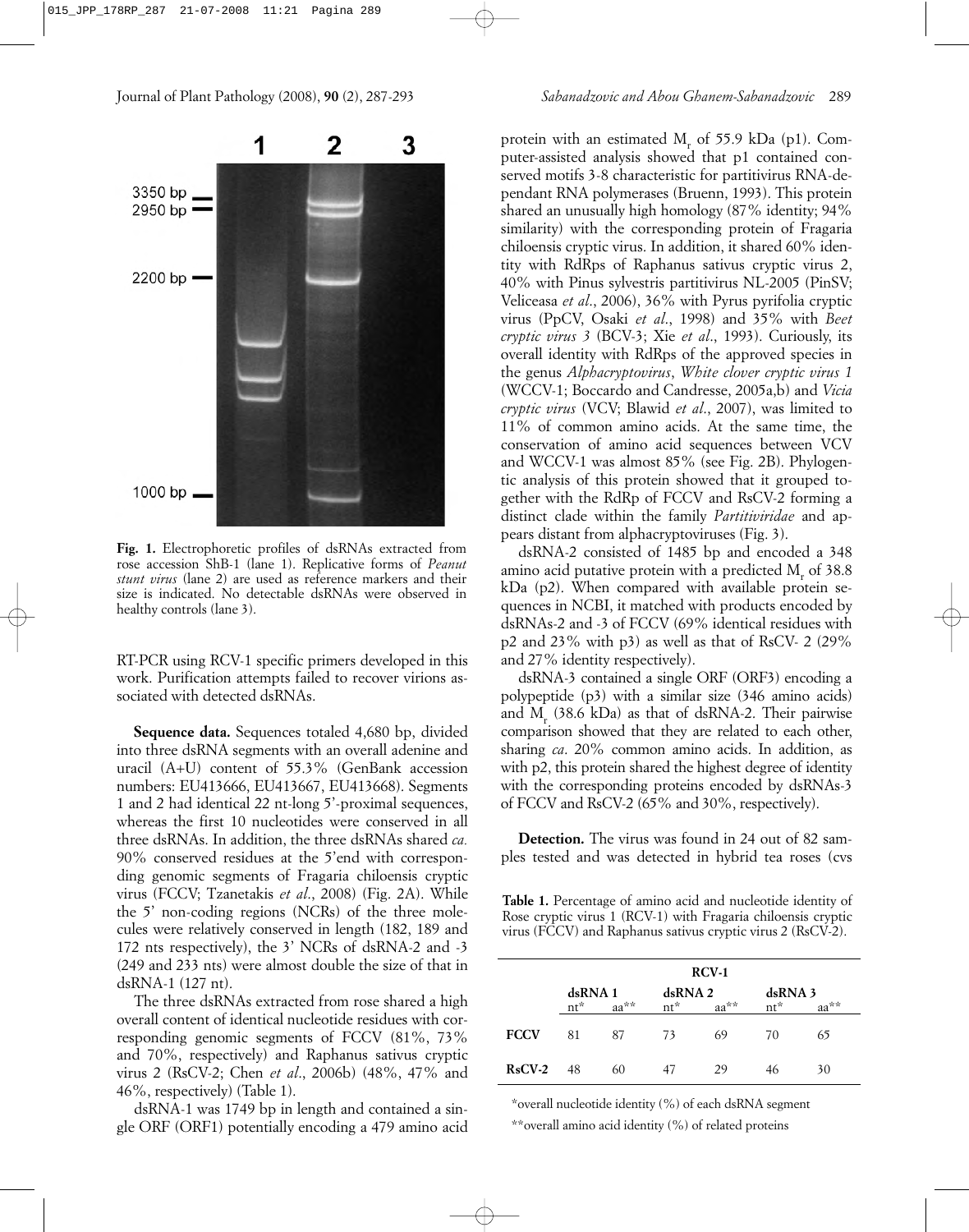**Fig. 1.** Electrophoretic profiles of dsRNAs extracted from rose accession ShB-1 (lane 1). Replicative forms of *Peanut stunt virus* (lane 2) are used as reference markers and their size is indicated. No detectable dsRNAs were observed in healthy controls (lane 3).

RT-PCR using RCV-1 specific primers developed in this work. Purification attempts failed to recover virions associated with detected dsRNAs.

**Sequence data.** Sequences totaled 4,680 bp, divided into three dsRNA segments with an overall adenine and uracil (A+U) content of 55.3% (GenBank accession numbers: EU413666, EU413667, EU413668). Segments 1 and 2 had identical 22 nt-long 5'-proximal sequences, whereas the first 10 nucleotides were conserved in all three dsRNAs. In addition, the three dsRNAs shared *ca.* 90% conserved residues at the 5'end with corresponding genomic segments of Fragaria chiloensis cryptic virus (FCCV; Tzanetakis *et al*., 2008) (Fig. 2A). While the 5' non-coding regions (NCRs) of the three molecules were relatively conserved in length (182, 189 and 172 nts respectively), the 3' NCRs of dsRNA-2 and -3 (249 and 233 nts) were almost double the size of that in dsRNA-1 (127 nt).

The three dsRNAs extracted from rose shared a high overall content of identical nucleotide residues with corresponding genomic segments of FCCV (81%, 73% and 70%, respectively) and Raphanus sativus cryptic virus 2 (RsCV-2; Chen *et al*., 2006b) (48%, 47% and 46%, respectively) (Table 1).

dsRNA-1 was 1749 bp in length and contained a single ORF (ORF1) potentially encoding a 479 amino acid protein with an estimated $M_r$ of 55.9 kDa (p1). Computer-assisted analysis showed that p1 contained conserved motifs 3-8 characteristic for partitivirus RNA-dependant RNA polymerases (Bruenn, 1993). This protein shared an unusually high homology (87% identity; 94% similarity) with the corresponding protein of Fragaria chiloensis cryptic virus. In addition, it shared 60% identity with RdRps of Raphanus sativus cryptic virus 2, 40% with Pinus sylvestris partitivirus NL-2005 (PinSV; Veliceasa *et al*., 2006), 36% with Pyrus pyrifolia cryptic virus (PpCV, Osaki *et al*., 1998) and 35% with *Beet cryptic virus 3* (BCV-3; Xie *et al*., 1993). Curiously, its overall identity with RdRps of the approved species in the genus *Alphacryptovirus*, *White clover cryptic virus 1* (WCCV-1; Boccardo and Candresse, 2005a,b) and *Vicia cryptic virus* (VCV; Blawid *et al*., 2007), was limited to 11% of common amino acids. At the same time, the conservation of amino acid sequences between VCV and WCCV-1 was almost 85% (see Fig. 2B). Phylogentic analysis of this protein showed that it grouped together with the RdRp of FCCV and RsCV-2 forming a distinct clade within the family *Partitiviridae* and appears distant from alphacryptoviruses (Fig. 3).

dsRNA-2 consisted of 1485 bp and encoded a 348 amino acid putative protein with a predicted $M_r$ of 38.8 kDa (p2). When compared with available protein sequences in NCBI, it matched with products encoded by dsRNAs-2 and -3 of FCCV (69% identical residues with p2 and 23% with p3) as well as that of RsCV- 2 (29% and 27% identity respectively).

dsRNA-3 contained a single ORF (ORF3) encoding a polypeptide (p3) with a similar size (346 amino acids) and $M_r$ (38.6 kDa) as that of dsRNA-2. Their pairwise comparison showed that they are related to each other, sharing *ca*. 20% common amino acids. In addition, as with p2, this protein shared the highest degree of identity with the corresponding proteins encoded by dsRNAs-3 of FCCV and RsCV-2 (65% and 30%, respectively).

**Detection.** The virus was found in 24 out of 82 samples tested and was detected in hybrid tea roses (cvs

**Table 1.** Percentage of amino acid and nucleotide identity of Rose cryptic virus 1 (RCV-1) with Fragaria chiloensis cryptic virus (FCCV) and Raphanus sativus cryptic virus 2 (RsCV-2).

| | RCV-1 | | | | | |
|---|---|---|---|---|---|---|
| | dsRNA 1 | | dsRNA 2 | | dsRNA 3 | |
| | nt* | aa** | nt* | aa** | nt* | aa** |
| **FCCV** | 81 | 87 | 73 | 69 | 70 | 65 |
| **RsCV-2** | 48 | 60 | 47 | 29 | 46 | 30 |

*overall nucleotide identity (%) of each dsRNA segment

**overall amino acid identity (%) of related proteins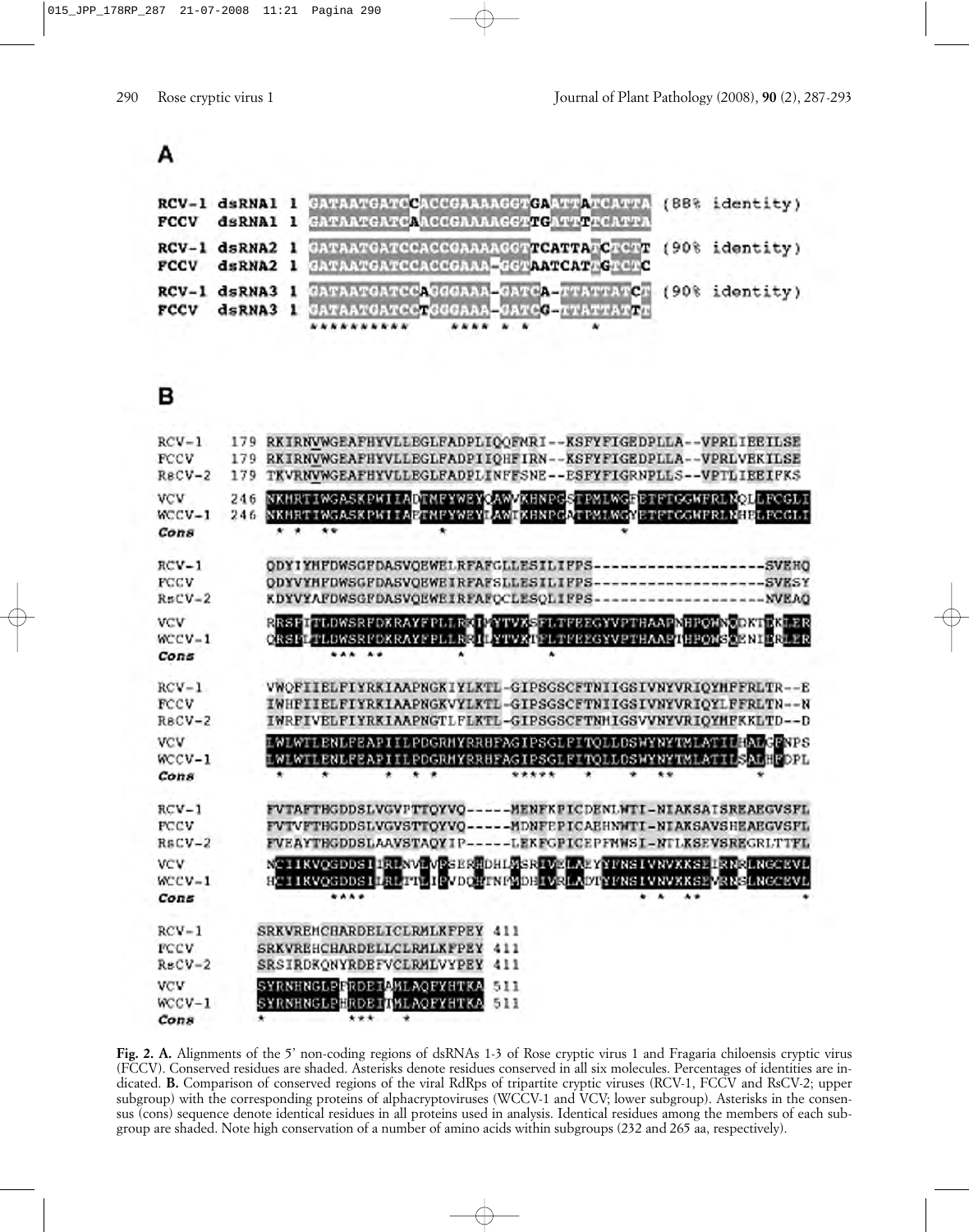**A**

```
RCV-1 dsRNA1 1 GATAATGATCCACCGAAAAGGTGAATTAATCATTA (88% identity)
FCCV  dsRNA1 1 GATAATGATCAACCGAAAAGGTTGATTTTCATTA

RCV-1 dsRNA2 1 GATAATGATCCACCGAAAAGGTTCATTATCTCTT (90% identity)
FCCV  dsRNA2 1 GATAATGATCCACCGAAA-GGTAATCATAGTCTC

RCV-1 dsRNA3 1 GATAATGATCCAGGGAAA-GATCA-TTATTATCT (90% identity)
FCCV  dsRNA3 1 GATAATGATCCTGGGAAA-GATCG-TTATTATTT
               **********    **** * *       *
```

**B**

```
RCV-1  179 RKIRNVWGEAFHYVLLEGLFADPLIQQFMRI--KSFYFIGEDPLLA--VPRLIEEILSE
FCCV   179 RKIRNVWGEAFHYVLLEGLFADPIIQHFIRN--KSFYFIGEDPLLA--VPRLVEKILSE
RsCV-2 179 TKVRNVWGEAFHYVLLEGLFADPLINFFSNE--ESFYFIGRNPLLS--VPTLIEEIFKS

VCV    246 NKHRTIWGASKPWIIADTMFYWEYQAWVKHNPGSTPMLWGEETFTGGWFRLNQLLFCGLI
WCCV-1 246 NKHRTIWGASKPWIIAETMFYWEYLAWTKHNPGATPMLWGYETFTGGWFRLNHELFCGLI
Cons       * *   **          *                    *

RCV-1      QDYIYMFDWSGFDASVQEWELRFAFGLLESILIFPS-------------------SVEHQ
FCCV       QDYVYMFDWSGFDASVQEWEIRFAFSLLESILIFPS-------------------SVESY
RsCV-2     KDYVYAFDWSGFDASVQEWEIRFAFQCLESQLIFPS-------------------NVEAQ

VCV        RRSEITLDWSRFDKRAYFPLLRKIMYTVKSFLTFEEGYVPTHAAPNHPQMNQDKTEKLER
WCCV-1     QRSEITLDWSRFDKRAYFPLLRRILYTVKTFLTFEEGYVPTHAAPIHPQMSQENIERLER
Cons             *** **           *        *

RCV-1      VWQFIIELFIYRKIAAPNGKIYLKTL-GIPSGSCFTNIIGSIVNYVRIQYMFFRLTR--E
FCCV       IWHFIIELFIYRKIAAPNGKVYLKTL-GIPSGSCFTNIIGSIVNYVRIQYLFFRLTN--N
RsCV-2     IWRFIVELFIYRKIAAPNGTLFLKTL-GIPSGSCFTNHIGSVVNYVRIQYMFKKLTD--D

VCV        LWLWTLENLFEAPIILPDGRMYRRHFAGIPSGLFITQLLDSWYNYTMLATILHALGENPS
WCCV-1     LWLWTLENLFEAPIILPDGRMYRRHFAGIPSGLFITQLLDSWYNYTMLATILSALHFDPL
Cons        *     *       *   * *         *****    *     *   **      *

RCV-1      FVTAFTHGDDSLVGVPTTQYVQ-----MENFKPICDENLWTI-NIAKSAISREAEGVSFL
FCCV       FVTVFTHGDDSLVGVSTTQYVQ-----MDNFEPICAEHNWTI-NIAKSAVSHEAEGVSFL
RsCV-2     FVEAYTHGDDSLAAVSTAQYIP-----LEKFGPICEPFMWSI-NTLKSEVSREGRLTTFL

VCV        NCIIKVQGDDSIIRLNVEVPSERHDHLMSRIVELAEYYFNSIVNVKKSEIRNRLNGCEVL
WCCV-1     HCIIKVQGDDSILRLTTEIPVDQHTNPMDHIVRLADTYFNSIVNVKKSEVRNSLNGCEVL
Cons            ****                              * *   **           *

RCV-1      SRKVREMCHARDELICLRMLKFPEY 411
FCCV       SRKVREHCHARDELLCLRMLKFPEY 411
RsCV-2     SRSIRDKQNYRDEFVCLRMLVYPEY 411

VCV        SYRNHNGLPERRDEIAMLAQFYHTKA 511
WCCV-1     SYRNHNGLPHRDEIIMLAQFYHTKA 511
Cons       *         ***   *
```

**Fig. 2. A.** Alignments of the 5' non-coding regions of dsRNAs 1-3 of Rose cryptic virus 1 and Fragaria chiloensis cryptic virus (FCCV). Conserved residues are shaded. Asterisks denote residues conserved in all six molecules. Percentages of identities are indicated. **B.** Comparison of conserved regions of the viral RdRps of tripartite cryptic viruses (RCV-1, FCCV and RsCV-2; upper subgroup) with the corresponding proteins of alphacryptoviruses (WCCV-1 and VCV; lower subgroup). Asterisks in the consensus (cons) sequence denote identical residues in all proteins used in analysis. Identical residues among the members of each subgroup are shaded. Note high conservation of a number of amino acids within subgroups (232 and 265 aa, respectively).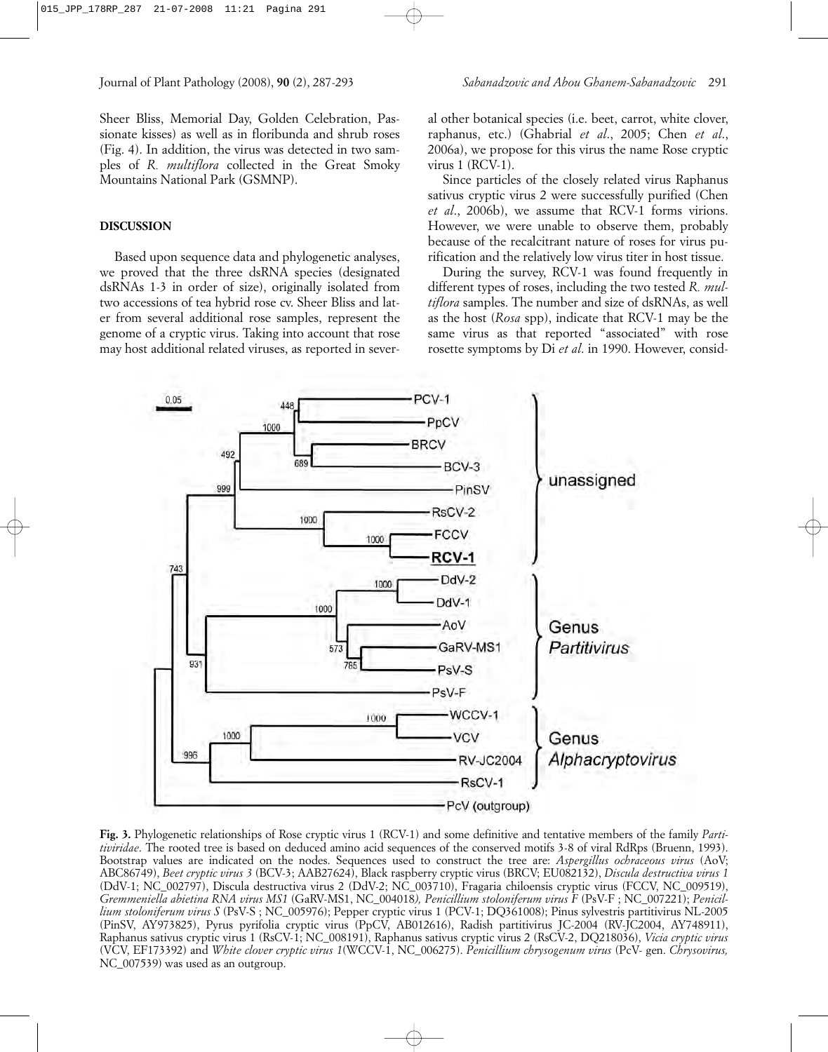Sheer Bliss, Memorial Day, Golden Celebration, Passionate kisses) as well as in floribunda and shrub roses (Fig. 4). In addition, the virus was detected in two samples of *R. multiflora* collected in the Great Smoky Mountains National Park (GSMNP).

## DISCUSSION

Based upon sequence data and phylogenetic analyses, we proved that the three dsRNA species (designated dsRNAs 1-3 in order of size), originally isolated from two accessions of tea hybrid rose cv. Sheer Bliss and later from several additional rose samples, represent the genome of a cryptic virus. Taking into account that rose may host additional related viruses, as reported in several other botanical species (i.e. beet, carrot, white clover, raphanus, etc.) (Ghabrial *et al*., 2005; Chen *et al*., 2006a), we propose for this virus the name Rose cryptic virus 1 (RCV-1).

Since particles of the closely related virus Raphanus sativus cryptic virus 2 were successfully purified (Chen *et al*., 2006b), we assume that RCV-1 forms virions. However, we were unable to observe them, probably because of the recalcitrant nature of roses for virus purification and the relatively low virus titer in host tissue.

During the survey, RCV-1 was found frequently in different types of roses, including the two tested *R. multiflora* samples. The number and size of dsRNAs, as well as the host (*Rosa* spp), indicate that RCV-1 may be the same virus as that reported "associated" with rose rosette symptoms by Di *et al*. in 1990. However, consid-

**Fig. 3.** Phylogenetic relationships of Rose cryptic virus 1 (RCV-1) and some definitive and tentative members of the family *Partitiviridae*. The rooted tree is based on deduced amino acid sequences of the conserved motifs 3-8 of viral RdRps (Bruenn, 1993). Bootstrap values are indicated on the nodes. Sequences used to construct the tree are: *Aspergillus ochraceous virus* (AoV; ABC86749), *Beet cryptic virus 3* (BCV-3; AAB27624), Black raspberry cryptic virus (BRCV; EU082132), *Discula destructiva virus 1* (DdV-1; NC_002797), Discula destructiva virus 2 (DdV-2; NC_003710), Fragaria chiloensis cryptic virus (FCCV, NC_009519), *Gremmeniella abietina RNA virus MS1* (GaRV-MS1, NC_004018), *Penicillium stoloniferum virus F* (PsV-F ; NC_007221); *Penicillium stoloniferum virus S* (PsV-S ; NC_005976); Pepper cryptic virus 1 (PCV-1; DQ361008); Pinus sylvestris partitivirus NL-2005 (PinSV, AY973825), Pyrus pyrifolia cryptic virus (PpCV, AB012616), Radish partitivirus JC-2004 (RV-JC2004, AY748911), Raphanus sativus cryptic virus 1 (RsCV-1; NC_008191), Raphanus sativus cryptic virus 2 (RsCV-2, DQ218036), *Vicia cryptic virus* (VCV, EF173392) and *White clover cryptic virus 1*(WCCV-1, NC_006275). *Penicillium chrysogenum virus* (PcV- gen. *Chrysovirus,* NC_007539) was used as an outgroup.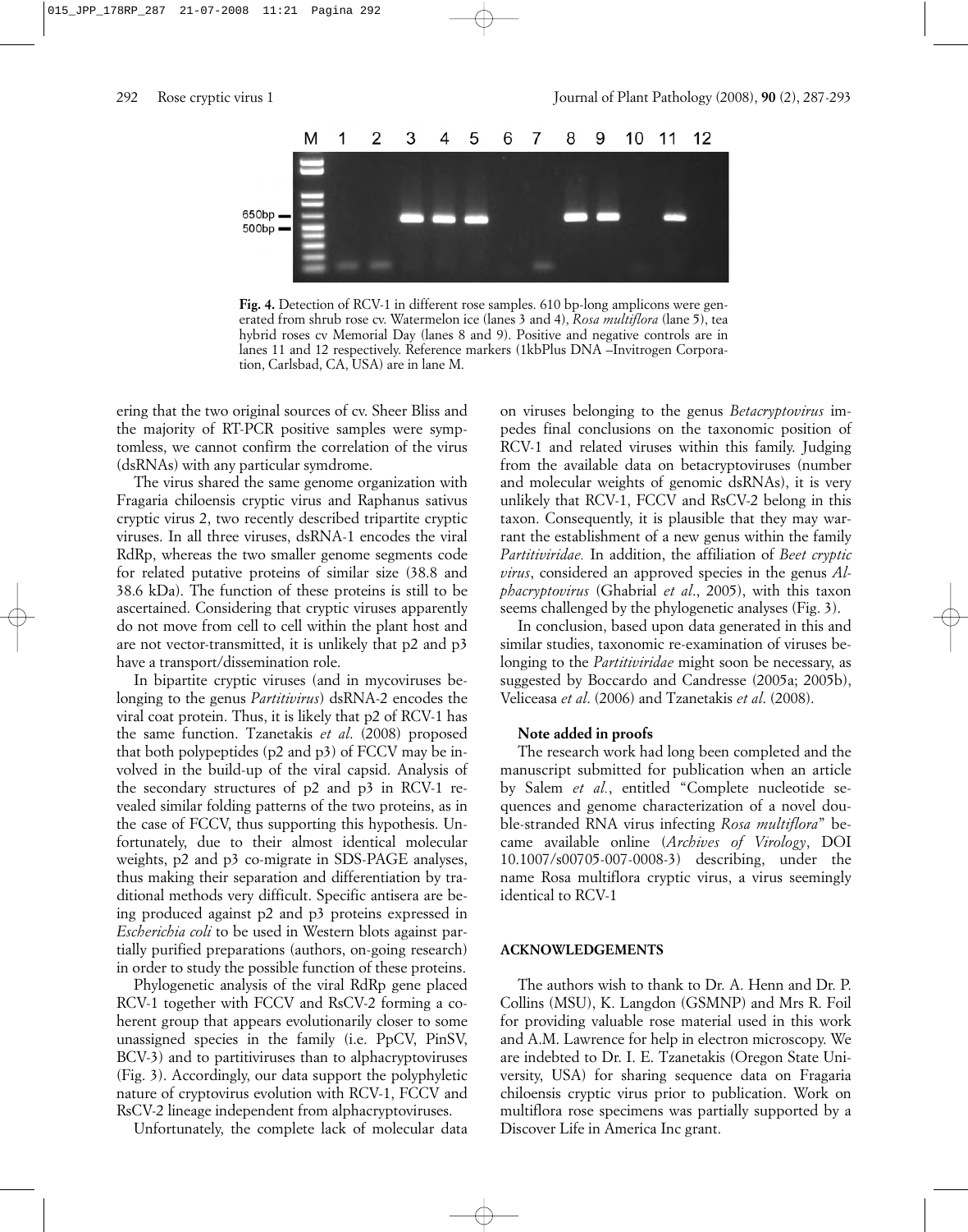**Fig. 4.** Detection of RCV-1 in different rose samples. 610 bp-long amplicons were generated from shrub rose cv. Watermelon ice (lanes 3 and 4), *Rosa multiflora* (lane 5), tea hybrid roses cv Memorial Day (lanes 8 and 9). Positive and negative controls are in lanes 11 and 12 respectively. Reference markers (1kbPlus DNA –Invitrogen Corporation, Carlsbad, CA, USA) are in lane M.

ering that the two original sources of cv. Sheer Bliss and the majority of RT-PCR positive samples were symptomless, we cannot confirm the correlation of the virus (dsRNAs) with any particular symdrome.

The virus shared the same genome organization with Fragaria chiloensis cryptic virus and Raphanus sativus cryptic virus 2, two recently described tripartite cryptic viruses. In all three viruses, dsRNA-1 encodes the viral RdRp, whereas the two smaller genome segments code for related putative proteins of similar size (38.8 and 38.6 kDa). The function of these proteins is still to be ascertained. Considering that cryptic viruses apparently do not move from cell to cell within the plant host and are not vector-transmitted, it is unlikely that p2 and p3 have a transport/dissemination role.

In bipartite cryptic viruses (and in mycoviruses belonging to the genus *Partitivirus*) dsRNA-2 encodes the viral coat protein. Thus, it is likely that p2 of RCV-1 has the same function. Tzanetakis *et al*. (2008) proposed that both polypeptides (p2 and p3) of FCCV may be involved in the build-up of the viral capsid. Analysis of the secondary structures of p2 and p3 in RCV-1 revealed similar folding patterns of the two proteins, as in the case of FCCV, thus supporting this hypothesis. Unfortunately, due to their almost identical molecular weights, p2 and p3 co-migrate in SDS-PAGE analyses, thus making their separation and differentiation by traditional methods very difficult. Specific antisera are being produced against p2 and p3 proteins expressed in *Escherichia coli* to be used in Western blots against partially purified preparations (authors, on-going research) in order to study the possible function of these proteins.

Phylogenetic analysis of the viral RdRp gene placed RCV-1 together with FCCV and RsCV-2 forming a coherent group that appears evolutionarily closer to some unassigned species in the family (i.e. PpCV, PinSV, BCV-3) and to partitiviruses than to alphacryptoviruses (Fig. 3). Accordingly, our data support the polyphyletic nature of cryptovirus evolution with RCV-1, FCCV and RsCV-2 lineage independent from alphacryptoviruses.

Unfortunately, the complete lack of molecular data on viruses belonging to the genus *Betacryptovirus* impedes final conclusions on the taxonomic position of RCV-1 and related viruses within this family. Judging from the available data on betacryptoviruses (number and molecular weights of genomic dsRNAs), it is very unlikely that RCV-1, FCCV and RsCV-2 belong in this taxon. Consequently, it is plausible that they may warrant the establishment of a new genus within the family *Partitiviridae.* In addition, the affiliation of *Beet cryptic virus*, considered an approved species in the genus *Alphacryptovirus* (Ghabrial *et al*., 2005), with this taxon seems challenged by the phylogenetic analyses (Fig. 3).

In conclusion, based upon data generated in this and similar studies, taxonomic re-examination of viruses belonging to the *Partitiviridae* might soon be necessary, as suggested by Boccardo and Candresse (2005a; 2005b), Veliceasa *et al*. (2006) and Tzanetakis *et al*. (2008).

#### Note added in proofs

The research work had long been completed and the manuscript submitted for publication when an article by Salem *et al.*, entitled "Complete nucleotide sequences and genome characterization of a novel double-stranded RNA virus infecting *Rosa multiflora*" became available online (*Archives of Virology*, DOI 10.1007/s00705-007-0008-3) describing, under the name Rosa multiflora cryptic virus, a virus seemingly identical to RCV-1

## ACKNOWLEDGEMENTS

The authors wish to thank to Dr. A. Henn and Dr. P. Collins (MSU), K. Langdon (GSMNP) and Mrs R. Foil for providing valuable rose material used in this work and A.M. Lawrence for help in electron microscopy. We are indebted to Dr. I. E. Tzanetakis (Oregon State University, USA) for sharing sequence data on Fragaria chiloensis cryptic virus prior to publication. Work on multiflora rose specimens was partially supported by a Discover Life in America Inc grant.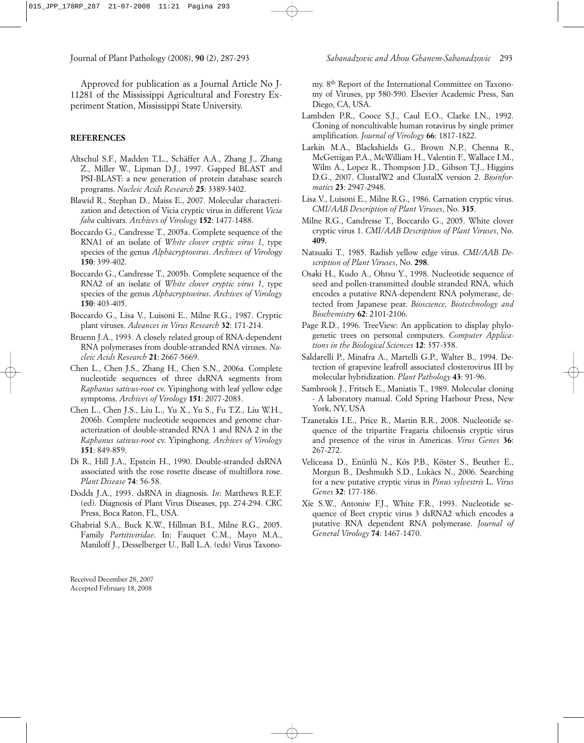Approved for publication as a Journal Article No J-11281 of the Mississippi Agricultural and Forestry Experiment Station, Mississippi State University.

## REFERENCES

Altschul S.F., Madden T.L., Schäffer A.A., Zhang J., Zhang Z., Miller W., Lipman D.J., 1997. Gapped BLAST and PSI-BLAST: a new generation of protein database search programs. *Nucleic Acids Research* **25**: 3389-3402.

Blawid R., Stephan D., Maiss E., 2007. Molecular characterization and detection of Vicia cryptic virus in different *Vicia faba* cultivars. *Archives of Virology* **152**: 1477-1488.

Boccardo G., Candresse T., 2005a. Complete sequence of the RNA1 of an isolate of *White clover cryptic virus 1*, type species of the genus *Alphacryptovirus*. *Archives of Virol*ogy **150**: 399-402.

Boccardo G., Candresse T., 2005b. Complete sequence of the RNA2 of an isolate of *White clover cryptic virus 1*, type species of the genus *Alphacryptovirus*. *Archives of Virology* **150**: 403-405.

Boccardo G., Lisa V., Luisoni E., Milne R.G., 1987. Cryptic plant viruses. *Advances in Virus Research* **32**: 171-214.

Bruenn J.A., 1993. A closely related group of RNA-dependent RNA polymerases from double-stranded RNA viruses. *Nucleic Acids Research* **21**: 2667-5669.

Chen L., Chen J.S., Zhang H., Chen S.N., 2006a. Complete nucleotide sequences of three dsRNA segments from *Raphanus sativus-root* cv. Yipinghong with leaf yellow edge symptoms. *Archives of Virology* **151**: 2077-2083.

Chen L., Chen J.S., Liu L., Yu X., Yu S., Fu T.Z., Liu W.H., 2006b. Complete nucleotide sequences and genome characterization of double-stranded RNA 1 and RNA 2 in the *Raphanus sativus-root* cv. Yipinghong. *Archives of Virology* **151**: 849-859.

Di R., Hill J.A., Epstein H., 1990. Double-stranded dsRNA associated with the rose rosette disease of multiflora rose. *Plant Disease* **74**: 56-58.

Dodds J.A., 1993. dsRNA in diagnosis. *In*: Matthews R.E.F. (ed). Diagnosis of Plant Virus Diseases, pp. 274-294. CRC Press, Boca Raton, FL, USA.

Ghabrial S.A., Buck K.W., Hillman B.I., Milne R.G., 2005. Family *Partitiviridae*. In: Fauquet C.M., Mayo M.A., Maniloff J., Desselberger U., Ball L.A. (eds) Virus Taxonomy. 8th Report of the International Committee on Taxonomy of Viruses, pp 580-590. Elsevier Academic Press, San Diego, CA, USA.

Lambden P.R., Cooce S.J., Caul E.O., Clarke I.N., 1992. Cloning of noncultivable human rotavirus by single primer amplification. *Journal of Virology* **66**: 1817-1822.

Larkin M.A., Blackshields G., Brown N.P., Chenna R., McGettigan P.A., McWilliam H., Valentin F., Wallace I.M., Wilm A., Lopez R., Thompson J.D., Gibson T.J., Higgins D.G., 2007. ClustalW2 and ClustalX version 2. *Bioinformatics* **23**: 2947-2948.

Lisa V., Luisoni E., Milne R.G., 1986. Carnation cryptic virus. *CMI/AAB Description of Plant Viruses*, No. **315**.

Milne R.G., Candresse T., Boccardo G., 2005. White clover cryptic virus 1. *CMI/AAB Description of Plant Viruses*, No. **409**.

Natsuaki T., 1985. Radish yellow edge virus. *CMI/AAB Description of Plant Viruses*, No. **298**.

Osaki H., Kudo A., Ohtsu Y., 1998. Nucleotide sequence of seed and pollen-transmitted double stranded RNA, which encodes a putative RNA-dependent RNA polymerase, detected from Japanese pear. *Bioscience, Biotechnology and Biochemistry* **62**: 2101-2106.

Page R.D., 1996. TreeView: An application to display phylogenetic trees on personal computers. *Computer Applications in the Biological Sciences* **12**: 357-358.

Saldarelli P., Minafra A., Martelli G.P., Walter B., 1994. Detection of grapevine leafroll associated closterovirus III by molecular hybridization. *Plant Pathology* **43**: 91-96.

Sambrook J., Fritsch E., Maniatis T., 1989. Molecular cloning - A laboratory manual. Cold Spring Harbour Press, New York, NY, USA

Tzanetakis I.E., Price R., Martin R.R., 2008. Nucleotide sequence of the tripartite Fragaria chiloensis cryptic virus and presence of the virus in Americas. *Virus Genes* **36**: 267-272.

Veliceasa D., Enünlü N., Kós P.B., Köster S., Beuther E., Morgun B., Deshmukh S.D., Lukàcs N., 2006. Searching for a new putative cryptic virus in *Pinus sylvestris* L. *Virus Genes* **32**: 177-186.

Xie S.W., Antoniw F.J., White F.R., 1993. Nucleotide sequence of Beet cryptic virus 3 dsRNA2 which encodes a putative RNA dependent RNA polymerase. *Journal of General Virology* **74**: 1467-1470.

Received December 28, 2007
Accepted February 18, 2008